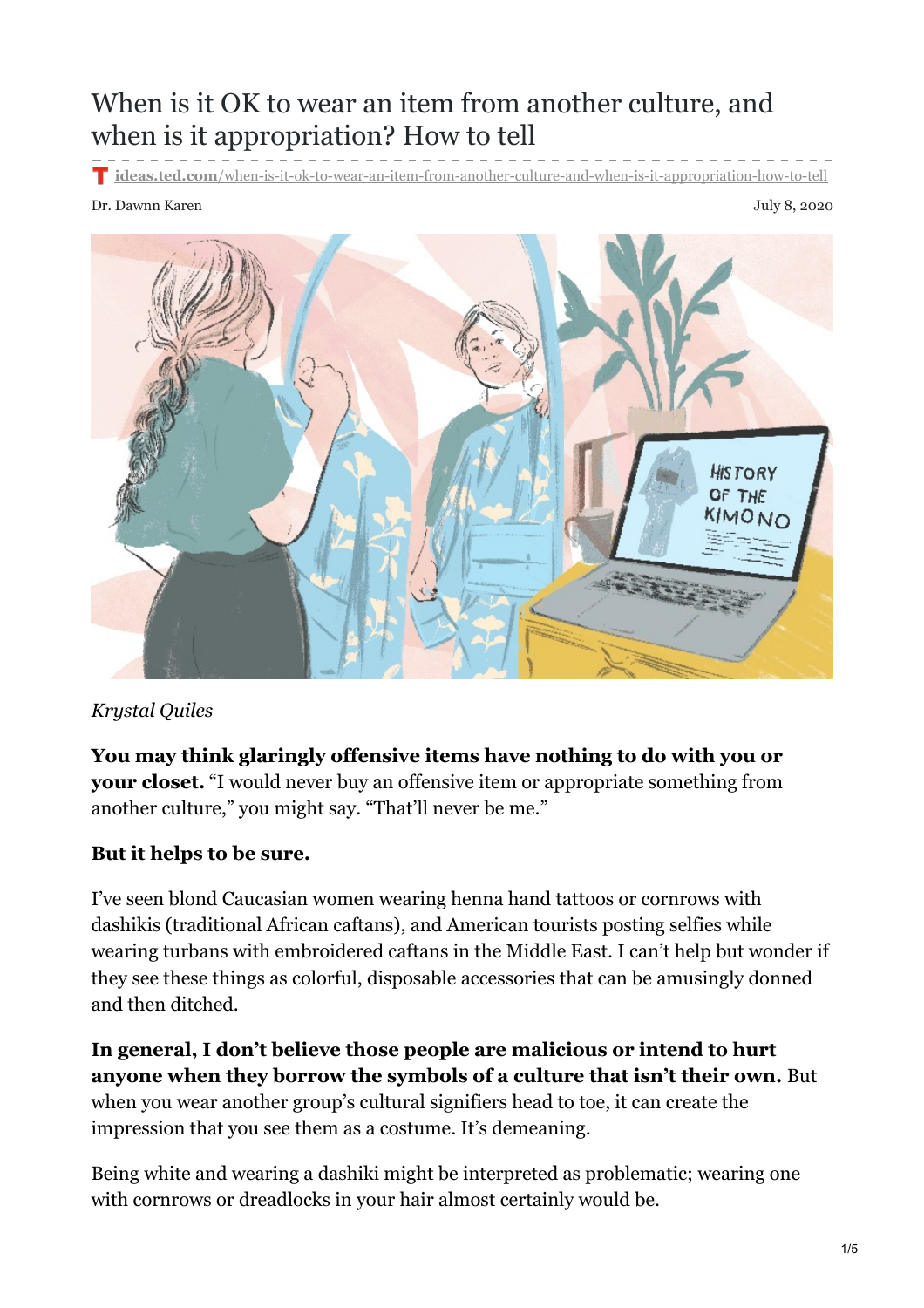# When is it OK to wear an item from another culture, and when is it appropriation? How to tell

ideas.ted.com/when-is-it-ok-to-wear-an-item-from-another-culture-and-when-is-it-appropriation-how-to-tell

Dr. Dawnn Karen

July 8, 2020

*Krystal Quiles*

**You may think glaringly offensive items have nothing to do with you or your closet.** "I would never buy an offensive item or appropriate something from another culture," you might say. "That'll never be me."

**But it helps to be sure.**

I've seen blond Caucasian women wearing henna hand tattoos or cornrows with dashikis (traditional African caftans), and American tourists posting selfies while wearing turbans with embroidered caftans in the Middle East. I can't help but wonder if they see these things as colorful, disposable accessories that can be amusingly donned and then ditched.

**In general, I don't believe those people are malicious or intend to hurt anyone when they borrow the symbols of a culture that isn't their own.** But when you wear another group's cultural signifiers head to toe, it can create the impression that you see them as a costume. It's demeaning.

Being white and wearing a dashiki might be interpreted as problematic; wearing one with cornrows or dreadlocks in your hair almost certainly would be.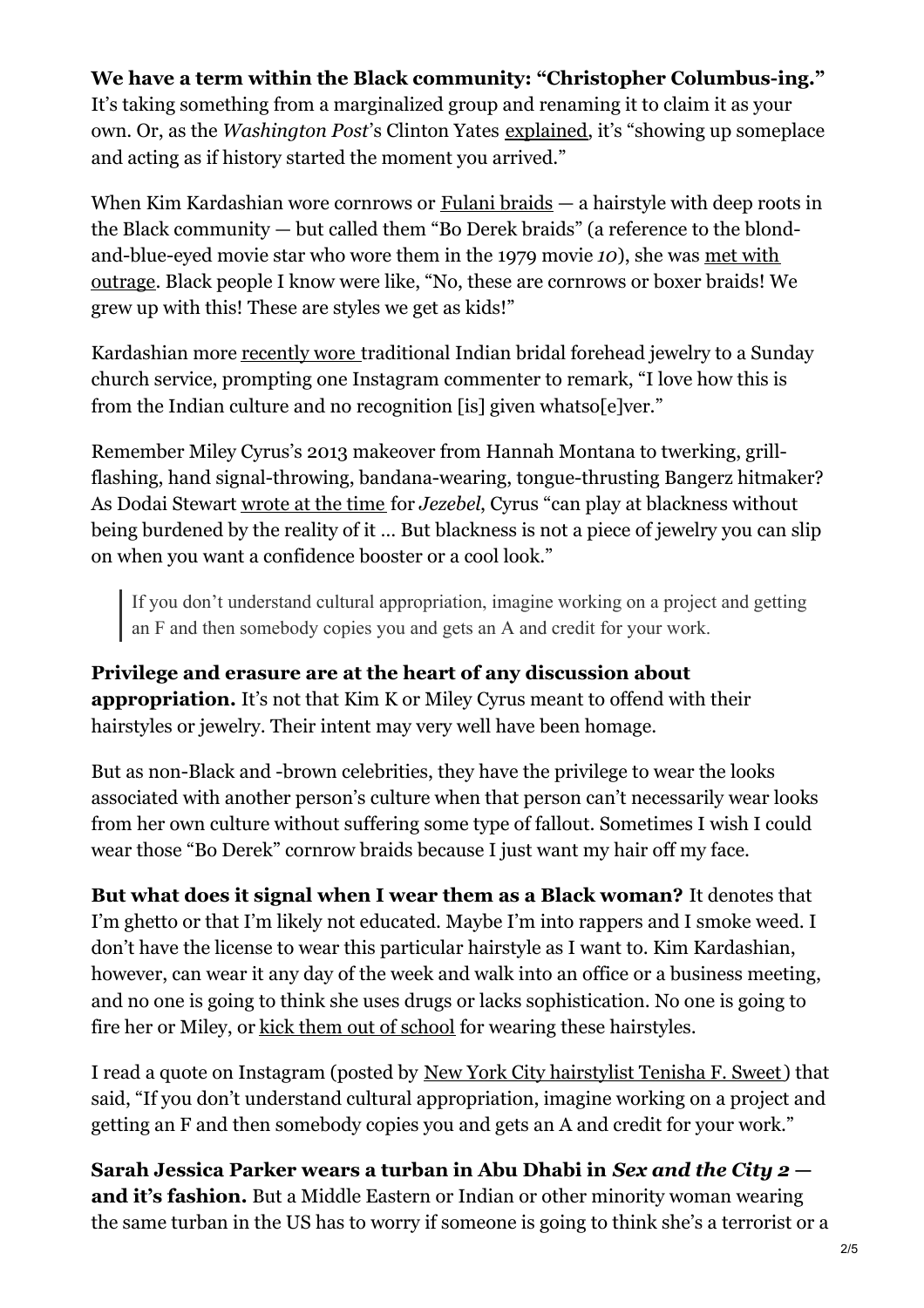**We have a term within the Black community: "Christopher Columbus-ing."** It's taking something from a marginalized group and renaming it to claim it as your own. Or, as the *Washington Post*'s Clinton Yates explained, it's "showing up someplace and acting as if history started the moment you arrived."

When Kim Kardashian wore cornrows or Fulani braids — a hairstyle with deep roots in the Black community — but called them "Bo Derek braids" (a reference to the blond-and-blue-eyed movie star who wore them in the 1979 movie *10*), she was met with outrage. Black people I know were like, "No, these are cornrows or boxer braids! We grew up with this! These are styles we get as kids!"

Kardashian more recently wore traditional Indian bridal forehead jewelry to a Sunday church service, prompting one Instagram commenter to remark, "I love how this is from the Indian culture and no recognition [is] given whatso[e]ver."

Remember Miley Cyrus's 2013 makeover from Hannah Montana to twerking, grill-flashing, hand signal-throwing, bandana-wearing, tongue-thrusting Bangerz hitmaker? As Dodai Stewart wrote at the time for *Jezebel*, Cyrus "can play at blackness without being burdened by the reality of it … But blackness is not a piece of jewelry you can slip on when you want a confidence booster or a cool look."

> If you don't understand cultural appropriation, imagine working on a project and getting an F and then somebody copies you and gets an A and credit for your work.

**Privilege and erasure are at the heart of any discussion about appropriation.** It's not that Kim K or Miley Cyrus meant to offend with their hairstyles or jewelry. Their intent may very well have been homage.

But as non-Black and -brown celebrities, they have the privilege to wear the looks associated with another person's culture when that person can't necessarily wear looks from her own culture without suffering some type of fallout. Sometimes I wish I could wear those "Bo Derek" cornrow braids because I just want my hair off my face.

**But what does it signal when I wear them as a Black woman?** It denotes that I'm ghetto or that I'm likely not educated. Maybe I'm into rappers and I smoke weed. I don't have the license to wear this particular hairstyle as I want to. Kim Kardashian, however, can wear it any day of the week and walk into an office or a business meeting, and no one is going to think she uses drugs or lacks sophistication. No one is going to fire her or Miley, or kick them out of school for wearing these hairstyles.

I read a quote on Instagram (posted by New York City hairstylist Tenisha F. Sweet) that said, "If you don't understand cultural appropriation, imagine working on a project and getting an F and then somebody copies you and gets an A and credit for your work."

**Sarah Jessica Parker wears a turban in Abu Dhabi in *Sex and the City 2* — and it's fashion.** But a Middle Eastern or Indian or other minority woman wearing the same turban in the US has to worry if someone is going to think she's a terrorist or a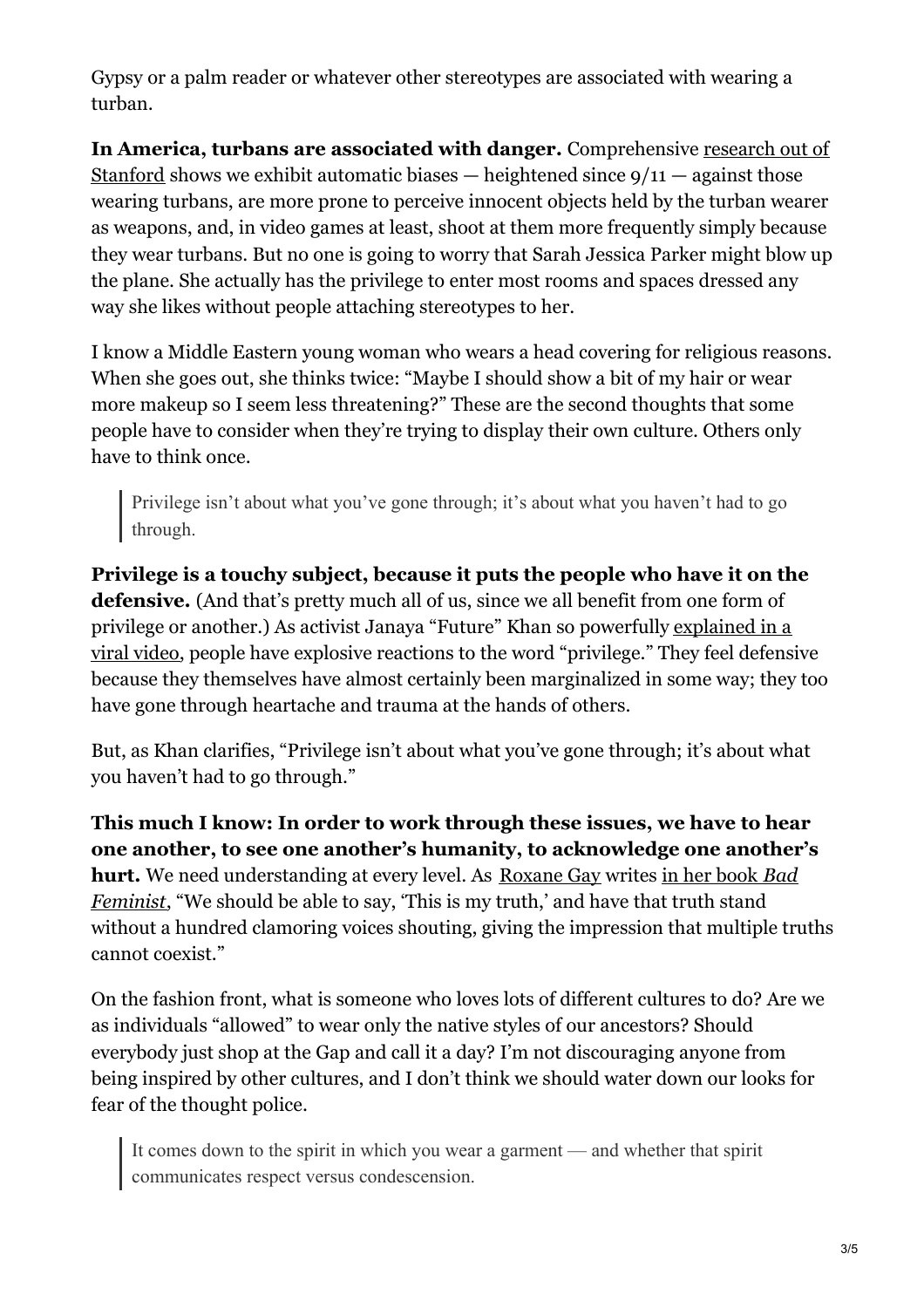Gypsy or a palm reader or whatever other stereotypes are associated with wearing a turban.

**In America, turbans are associated with danger.** Comprehensive research out of Stanford shows we exhibit automatic biases — heightened since 9/11 — against those wearing turbans, are more prone to perceive innocent objects held by the turban wearer as weapons, and, in video games at least, shoot at them more frequently simply because they wear turbans. But no one is going to worry that Sarah Jessica Parker might blow up the plane. She actually has the privilege to enter most rooms and spaces dressed any way she likes without people attaching stereotypes to her.

I know a Middle Eastern young woman who wears a head covering for religious reasons. When she goes out, she thinks twice: "Maybe I should show a bit of my hair or wear more makeup so I seem less threatening?" These are the second thoughts that some people have to consider when they're trying to display their own culture. Others only have to think once.

> Privilege isn't about what you've gone through; it's about what you haven't had to go through.

**Privilege is a touchy subject, because it puts the people who have it on the defensive.** (And that's pretty much all of us, since we all benefit from one form of privilege or another.) As activist Janaya "Future" Khan so powerfully explained in a viral video, people have explosive reactions to the word "privilege." They feel defensive because they themselves have almost certainly been marginalized in some way; they too have gone through heartache and trauma at the hands of others.

But, as Khan clarifies, "Privilege isn't about what you've gone through; it's about what you haven't had to go through."

**This much I know: In order to work through these issues, we have to hear one another, to see one another's humanity, to acknowledge one another's hurt.** We need understanding at every level. As Roxane Gay writes in her book *Bad Feminist*, "We should be able to say, 'This is my truth,' and have that truth stand without a hundred clamoring voices shouting, giving the impression that multiple truths cannot coexist."

On the fashion front, what is someone who loves lots of different cultures to do? Are we as individuals "allowed" to wear only the native styles of our ancestors? Should everybody just shop at the Gap and call it a day? I'm not discouraging anyone from being inspired by other cultures, and I don't think we should water down our looks for fear of the thought police.

> It comes down to the spirit in which you wear a garment — and whether that spirit communicates respect versus condescension.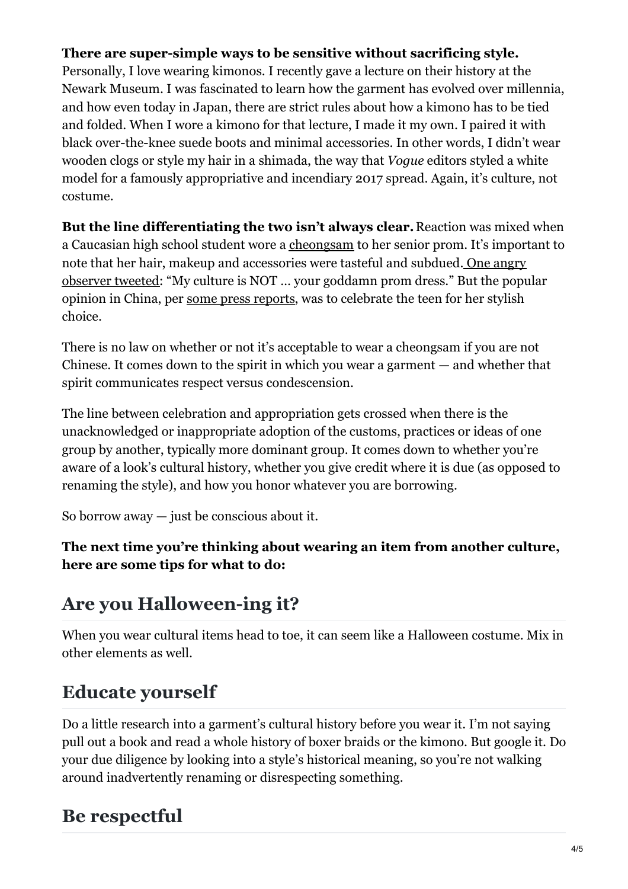**There are super-simple ways to be sensitive without sacrificing style.** Personally, I love wearing kimonos. I recently gave a lecture on their history at the Newark Museum. I was fascinated to learn how the garment has evolved over millennia, and how even today in Japan, there are strict rules about how a kimono has to be tied and folded. When I wore a kimono for that lecture, I made it my own. I paired it with black over-the-knee suede boots and minimal accessories. In other words, I didn't wear wooden clogs or style my hair in a shimada, the way that *Vogue* editors styled a white model for a famously appropriative and incendiary 2017 spread. Again, it's culture, not costume.

**But the line differentiating the two isn't always clear.** Reaction was mixed when a Caucasian high school student wore a cheongsam to her senior prom. It's important to note that her hair, makeup and accessories were tasteful and subdued. One angry observer tweeted: "My culture is NOT ... your goddamn prom dress." But the popular opinion in China, per some press reports, was to celebrate the teen for her stylish choice.

There is no law on whether or not it's acceptable to wear a cheongsam if you are not Chinese. It comes down to the spirit in which you wear a garment — and whether that spirit communicates respect versus condescension.

The line between celebration and appropriation gets crossed when there is the unacknowledged or inappropriate adoption of the customs, practices or ideas of one group by another, typically more dominant group. It comes down to whether you're aware of a look's cultural history, whether you give credit where it is due (as opposed to renaming the style), and how you honor whatever you are borrowing.

So borrow away — just be conscious about it.

**The next time you're thinking about wearing an item from another culture, here are some tips for what to do:**

## Are you Halloween-ing it?

When you wear cultural items head to toe, it can seem like a Halloween costume. Mix in other elements as well.

## Educate yourself

Do a little research into a garment's cultural history before you wear it. I'm not saying pull out a book and read a whole history of boxer braids or the kimono. But google it. Do your due diligence by looking into a style's historical meaning, so you're not walking around inadvertently renaming or disrespecting something.

## Be respectful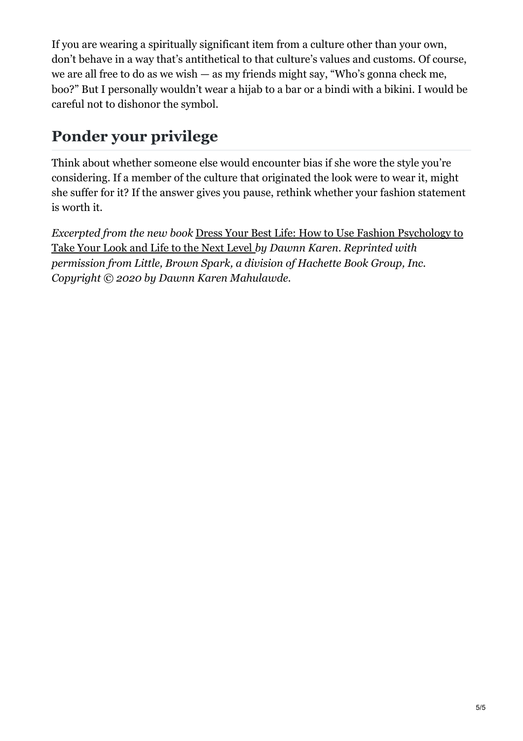If you are wearing a spiritually significant item from a culture other than your own, don't behave in a way that's antithetical to that culture's values and customs. Of course, we are all free to do as we wish — as my friends might say, "Who's gonna check me, boo?" But I personally wouldn't wear a hijab to a bar or a bindi with a bikini. I would be careful not to dishonor the symbol.

## Ponder your privilege

Think about whether someone else would encounter bias if she wore the style you're considering. If a member of the culture that originated the look were to wear it, might she suffer for it? If the answer gives you pause, rethink whether your fashion statement is worth it.

*Excerpted from the new book* Dress Your Best Life: How to Use Fashion Psychology to Take Your Look and Life to the Next Level *by Dawnn Karen. Reprinted with permission from Little, Brown Spark, a division of Hachette Book Group, Inc. Copyright © 2020 by Dawnn Karen Mahulawde.*